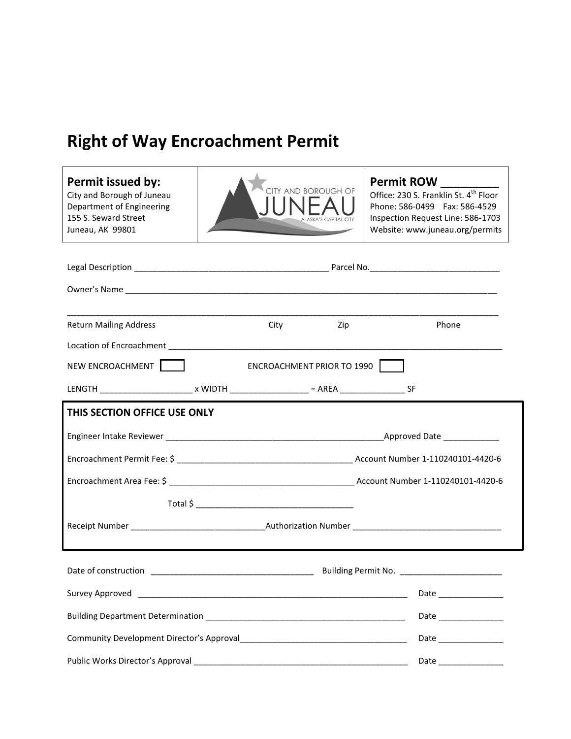# Right of Way Encroachment Permit

| **Permit issued by:**<br>City and Borough of Juneau<br>Department of Engineering<br>155 S. Seward Street<br>Juneau, AK 99801 | CITY AND BOROUGH OF JUNEAU ALASKA'S CAPITAL CITY | **Permit ROW \_\_\_\_\_\_\_\_\_**<br>Office: 230 S. Franklin St. 4th Floor<br>Phone: 586-0499 Fax: 586-4529<br>Inspection Request Line: 586-1703<br>Website: www.juneau.org/permits |
|---|---|---|

Legal Description ________________________________________ Parcel No.___________________________

Owner's Name ________________________________________________________________________________

_____________________________________________________________________________________________
Return Mailing Address City Zip Phone

Location of Encroachment ____________________________________________________________________

NEW ENCROACHMENT ☐ ENCROACHMENT PRIOR TO 1990 ☐

LENGTH ___________________ x WIDTH ________________ = AREA _____________ SF

**THIS SECTION OFFICE USE ONLY**

Engineer Intake Reviewer _______________________________________________Approved Date ___________

Encroachment Permit Fee: $ _____________________________________ Account Number 1-110240101-4420-6

Encroachment Area Fee: $ _______________________________________ Account Number 1-110240101-4420-6

Total $ _________________________________

Receipt Number ____________________________Authorization Number _______________________________

Date of construction __________________________________ Building Permit No. _____________________

Survey Approved ___________________________________________________________ Date ______________

Building Department Determination ___________________________________________ Date ______________

Community Development Director's Approval____________________________________ Date ______________

Public Works Director's Approval _____________________________________________ Date ______________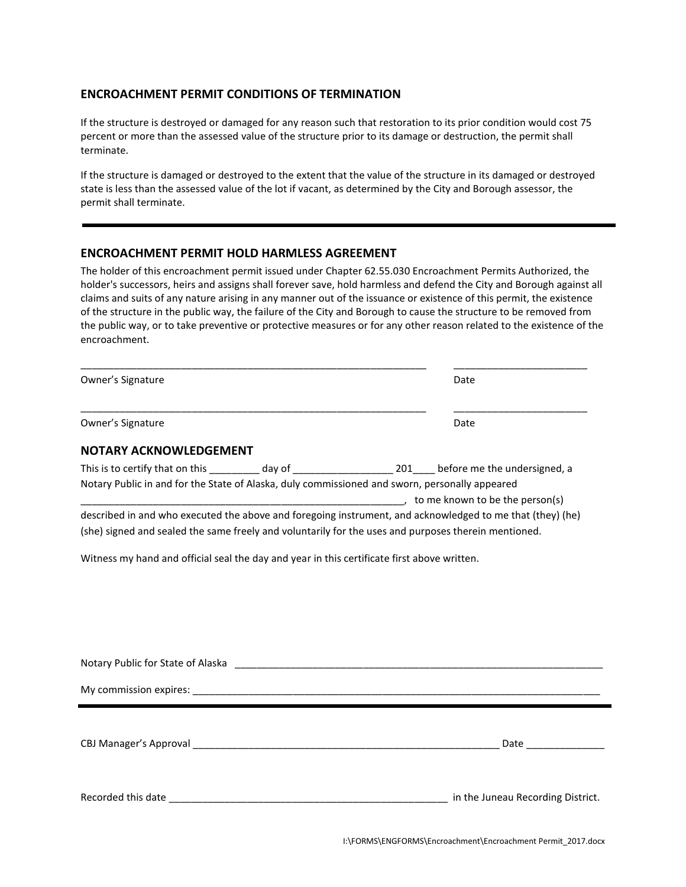## ENCROACHMENT PERMIT CONDITIONS OF TERMINATION

If the structure is destroyed or damaged for any reason such that restoration to its prior condition would cost 75 percent or more than the assessed value of the structure prior to its damage or destruction, the permit shall terminate.

If the structure is damaged or destroyed to the extent that the value of the structure in its damaged or destroyed state is less than the assessed value of the lot if vacant, as determined by the City and Borough assessor, the permit shall terminate.

---

## ENCROACHMENT PERMIT HOLD HARMLESS AGREEMENT

The holder of this encroachment permit issued under Chapter 62.55.030 Encroachment Permits Authorized, the holder's successors, heirs and assigns shall forever save, hold harmless and defend the City and Borough against all claims and suits of any nature arising in any manner out of the issuance or existence of this permit, the existence of the structure in the public way, the failure of the City and Borough to cause the structure to be removed from the public way, or to take preventive or protective measures or for any other reason related to the existence of the encroachment.

_______________________________________________________________ ________________________

Owner's Signature Date

_______________________________________________________________ ________________________

Owner's Signature Date

## NOTARY ACKNOWLEDGEMENT

This is to certify that on this _________ day of _________________ 201____ before me the undersigned, a Notary Public in and for the State of Alaska, duly commissioned and sworn, personally appeared _________________________________________________________, to me known to be the person(s) described in and who executed the above and foregoing instrument, and acknowledged to me that (they) (he) (she) signed and sealed the same freely and voluntarily for the uses and purposes therein mentioned.

Witness my hand and official seal the day and year in this certificate first above written.

Notary Public for State of Alaska ___________________________________________________________________

My commission expires: ___________________________________________________________________________

---

CBJ Manager's Approval _________________________________________________________ Date ______________

Recorded this date ____________________________________________________ in the Juneau Recording District.

I:\FORMS\ENGFORMS\Encroachment\Encroachment Permit_2017.docx